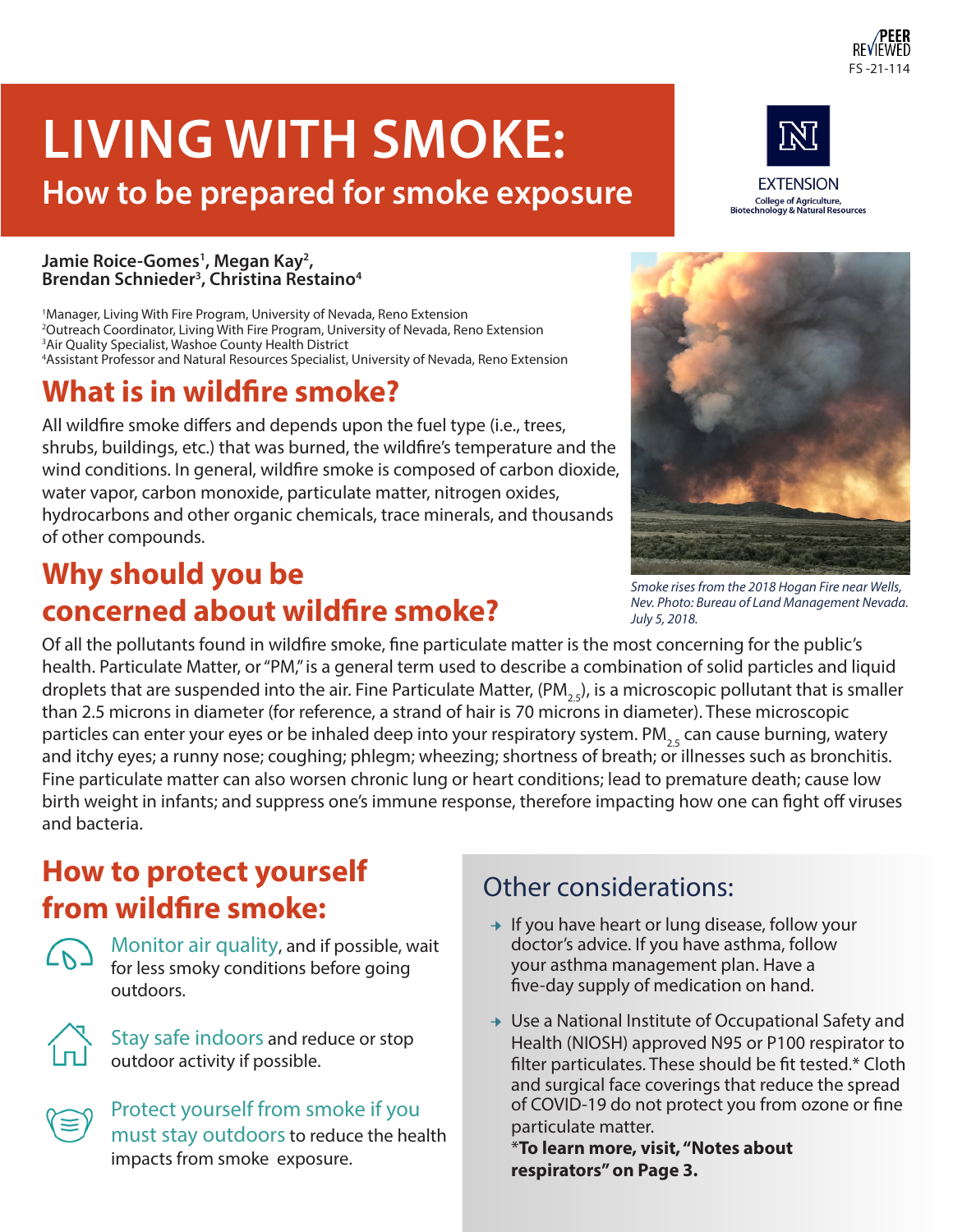PEER REVIEWED
FS -21-114

# LIVING WITH SMOKE:

## How to be prepared for smoke exposure

EXTENSION
College of Agriculture, Biotechnology & Natural Resources

**Jamie Roice-Gomes[1], Megan Kay[2], Brendan Schnieder[3], Christina Restaino[4]**

[1]Manager, Living With Fire Program, University of Nevada, Reno Extension
[2]Outreach Coordinator, Living With Fire Program, University of Nevada, Reno Extension
[3]Air Quality Specialist, Washoe County Health District
[4]Assistant Professor and Natural Resources Specialist, University of Nevada, Reno Extension

## What is in wildfire smoke?

All wildfire smoke differs and depends upon the fuel type (i.e., trees, shrubs, buildings, etc.) that was burned, the wildfire's temperature and the wind conditions. In general, wildfire smoke is composed of carbon dioxide, water vapor, carbon monoxide, particulate matter, nitrogen oxides, hydrocarbons and other organic chemicals, trace minerals, and thousands of other compounds.

*Smoke rises from the 2018 Hogan Fire near Wells, Nev. Photo: Bureau of Land Management Nevada. July 5, 2018.*

## Why should you be concerned about wildfire smoke?

Of all the pollutants found in wildfire smoke, fine particulate matter is the most concerning for the public's health. Particulate Matter, or "PM," is a general term used to describe a combination of solid particles and liquid droplets that are suspended into the air. Fine Particulate Matter, ($PM_{2.5}$), is a microscopic pollutant that is smaller than 2.5 microns in diameter (for reference, a strand of hair is 70 microns in diameter). These microscopic particles can enter your eyes or be inhaled deep into your respiratory system. $PM_{2.5}$ can cause burning, watery and itchy eyes; a runny nose; coughing; phlegm; wheezing; shortness of breath; or illnesses such as bronchitis. Fine particulate matter can also worsen chronic lung or heart conditions; lead to premature death; cause low birth weight in infants; and suppress one's immune response, therefore impacting how one can fight off viruses and bacteria.

## How to protect yourself from wildfire smoke:

- Monitor air quality, and if possible, wait for less smoky conditions before going outdoors.
- Stay safe indoors and reduce or stop outdoor activity if possible.
- Protect yourself from smoke if you must stay outdoors to reduce the health impacts from smoke exposure.

### Other considerations:

- If you have heart or lung disease, follow your doctor's advice. If you have asthma, follow your asthma management plan. Have a five-day supply of medication on hand.
- Use a National Institute of Occupational Safety and Health (NIOSH) approved N95 or P100 respirator to filter particulates. These should be fit tested.* Cloth and surgical face coverings that reduce the spread of COVID-19 do not protect you from ozone or fine particulate matter.
  ***To learn more, visit, "Notes about respirators" on Page 3.**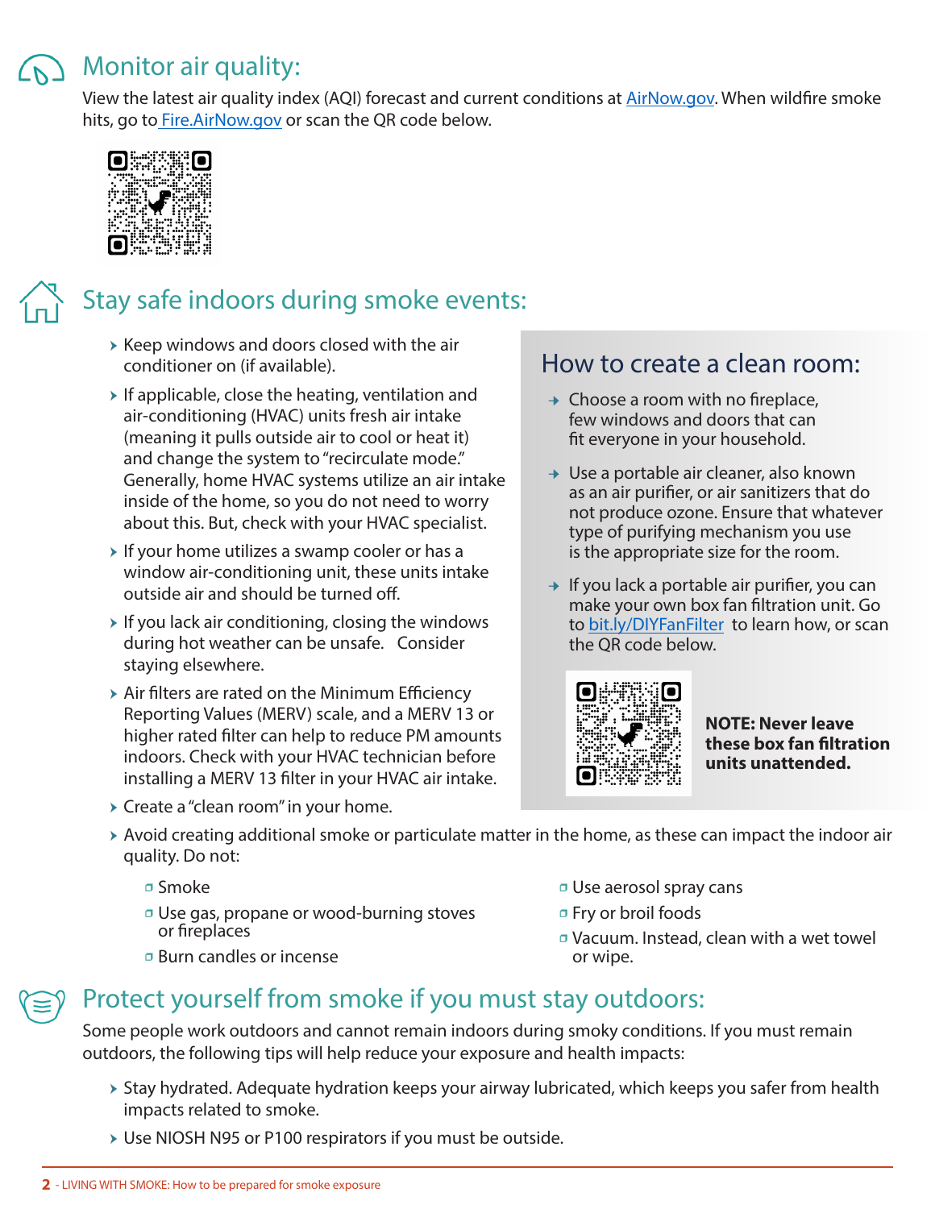## Monitor air quality:

View the latest air quality index (AQI) forecast and current conditions at AirNow.gov. When wildfire smoke hits, go to Fire.AirNow.gov or scan the QR code below.

## Stay safe indoors during smoke events:

- Keep windows and doors closed with the air conditioner on (if available).
- If applicable, close the heating, ventilation and air-conditioning (HVAC) units fresh air intake (meaning it pulls outside air to cool or heat it) and change the system to "recirculate mode." Generally, home HVAC systems utilize an air intake inside of the home, so you do not need to worry about this. But, check with your HVAC specialist.
- If your home utilizes a swamp cooler or has a window air-conditioning unit, these units intake outside air and should be turned off.
- If you lack air conditioning, closing the windows during hot weather can be unsafe. Consider staying elsewhere.
- Air filters are rated on the Minimum Efficiency Reporting Values (MERV) scale, and a MERV 13 or higher rated filter can help to reduce PM amounts indoors. Check with your HVAC technician before installing a MERV 13 filter in your HVAC air intake.
- Create a "clean room" in your home.
- Avoid creating additional smoke or particulate matter in the home, as these can impact the indoor air quality. Do not:
  - Smoke
  - Use gas, propane or wood-burning stoves or fireplaces
  - Burn candles or incense
  - Use aerosol spray cans
  - Fry or broil foods
  - Vacuum. Instead, clean with a wet towel or wipe.

### How to create a clean room:

- Choose a room with no fireplace, few windows and doors that can fit everyone in your household.
- Use a portable air cleaner, also known as an air purifier, or air sanitizers that do not produce ozone. Ensure that whatever type of purifying mechanism you use is the appropriate size for the room.
- If you lack a portable air purifier, you can make your own box fan filtration unit. Go to bit.ly/DIYFanFilter to learn how, or scan the QR code below.

**NOTE: Never leave these box fan filtration units unattended.**

## Protect yourself from smoke if you must stay outdoors:

Some people work outdoors and cannot remain indoors during smoky conditions. If you must remain outdoors, the following tips will help reduce your exposure and health impacts:

- Stay hydrated. Adequate hydration keeps your airway lubricated, which keeps you safer from health impacts related to smoke.
- Use NIOSH N95 or P100 respirators if you must be outside.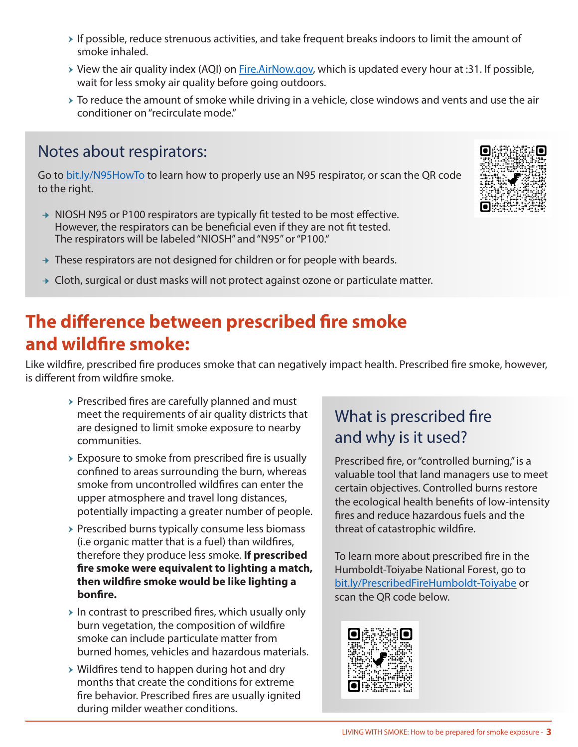- If possible, reduce strenuous activities, and take frequent breaks indoors to limit the amount of smoke inhaled.
- View the air quality index (AQI) on Fire.AirNow.gov, which is updated every hour at :31. If possible, wait for less smoky air quality before going outdoors.
- To reduce the amount of smoke while driving in a vehicle, close windows and vents and use the air conditioner on "recirculate mode."

## Notes about respirators:

Go to bit.ly/N95HowTo to learn how to properly use an N95 respirator, or scan the QR code to the right.

- NIOSH N95 or P100 respirators are typically fit tested to be most effective. However, the respirators can be beneficial even if they are not fit tested. The respirators will be labeled "NIOSH" and "N95" or "P100."
- These respirators are not designed for children or for people with beards.
- Cloth, surgical or dust masks will not protect against ozone or particulate matter.

# The difference between prescribed fire smoke and wildfire smoke:

Like wildfire, prescribed fire produces smoke that can negatively impact health. Prescribed fire smoke, however, is different from wildfire smoke.

- Prescribed fires are carefully planned and must meet the requirements of air quality districts that are designed to limit smoke exposure to nearby communities.
- Exposure to smoke from prescribed fire is usually confined to areas surrounding the burn, whereas smoke from uncontrolled wildfires can enter the upper atmosphere and travel long distances, potentially impacting a greater number of people.
- Prescribed burns typically consume less biomass (i.e organic matter that is a fuel) than wildfires, therefore they produce less smoke. **If prescribed fire smoke were equivalent to lighting a match, then wildfire smoke would be like lighting a bonfire.**
- In contrast to prescribed fires, which usually only burn vegetation, the composition of wildfire smoke can include particulate matter from burned homes, vehicles and hazardous materials.
- Wildfires tend to happen during hot and dry months that create the conditions for extreme fire behavior. Prescribed fires are usually ignited during milder weather conditions.

## What is prescribed fire and why is it used?

Prescribed fire, or "controlled burning," is a valuable tool that land managers use to meet certain objectives. Controlled burns restore the ecological health benefits of low-intensity fires and reduce hazardous fuels and the threat of catastrophic wildfire.

To learn more about prescribed fire in the Humboldt-Toiyabe National Forest, go to bit.ly/PrescribedFireHumboldt-Toiyabe or scan the QR code below.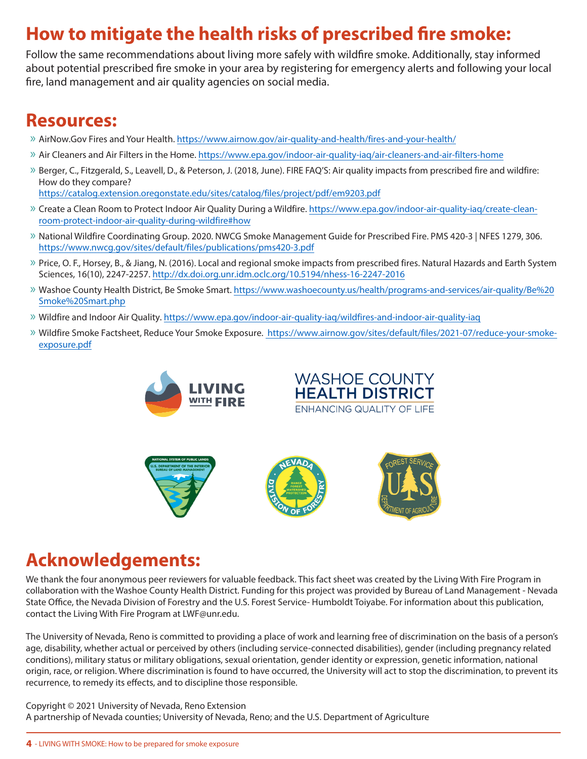## How to mitigate the health risks of prescribed fire smoke:

Follow the same recommendations about living more safely with wildfire smoke. Additionally, stay informed about potential prescribed fire smoke in your area by registering for emergency alerts and following your local fire, land management and air quality agencies on social media.

## Resources:

- AirNow.Gov Fires and Your Health. https://www.airnow.gov/air-quality-and-health/fires-and-your-health/
- Air Cleaners and Air Filters in the Home. https://www.epa.gov/indoor-air-quality-iaq/air-cleaners-and-air-filters-home
- Berger, C., Fitzgerald, S., Leavell, D., & Peterson, J. (2018, June). FIRE FAQ'S: Air quality impacts from prescribed fire and wildfire: How do they compare? https://catalog.extension.oregonstate.edu/sites/catalog/files/project/pdf/em9203.pdf
- Create a Clean Room to Protect Indoor Air Quality During a Wildfire. https://www.epa.gov/indoor-air-quality-iaq/create-clean-room-protect-indoor-air-quality-during-wildfire#how
- National Wildfire Coordinating Group. 2020. NWCG Smoke Management Guide for Prescribed Fire. PMS 420-3 | NFES 1279, 306. https://www.nwcg.gov/sites/default/files/publications/pms420-3.pdf
- Price, O. F., Horsey, B., & Jiang, N. (2016). Local and regional smoke impacts from prescribed fires. Natural Hazards and Earth System Sciences, 16(10), 2247-2257. http://dx.doi.org.unr.idm.oclc.org/10.5194/nhess-16-2247-2016
- Washoe County Health District, Be Smoke Smart. https://www.washoecounty.us/health/programs-and-services/air-quality/Be%20Smoke%20Smart.php
- Wildfire and Indoor Air Quality. https://www.epa.gov/indoor-air-quality-iaq/wildfires-and-indoor-air-quality-iaq
- Wildfire Smoke Factsheet, Reduce Your Smoke Exposure. https://www.airnow.gov/sites/default/files/2021-07/reduce-your-smoke-exposure.pdf

LIVING WITH FIRE

WASHOE COUNTY HEALTH DISTRICT
ENHANCING QUALITY OF LIFE

## Acknowledgements:

We thank the four anonymous peer reviewers for valuable feedback. This fact sheet was created by the Living With Fire Program in collaboration with the Washoe County Health District. Funding for this project was provided by Bureau of Land Management - Nevada State Office, the Nevada Division of Forestry and the U.S. Forest Service- Humboldt Toiyabe. For information about this publication, contact the Living With Fire Program at LWF@unr.edu.

The University of Nevada, Reno is committed to providing a place of work and learning free of discrimination on the basis of a person's age, disability, whether actual or perceived by others (including service-connected disabilities), gender (including pregnancy related conditions), military status or military obligations, sexual orientation, gender identity or expression, genetic information, national origin, race, or religion. Where discrimination is found to have occurred, the University will act to stop the discrimination, to prevent its recurrence, to remedy its effects, and to discipline those responsible.

Copyright © 2021 University of Nevada, Reno Extension
A partnership of Nevada counties; University of Nevada, Reno; and the U.S. Department of Agriculture